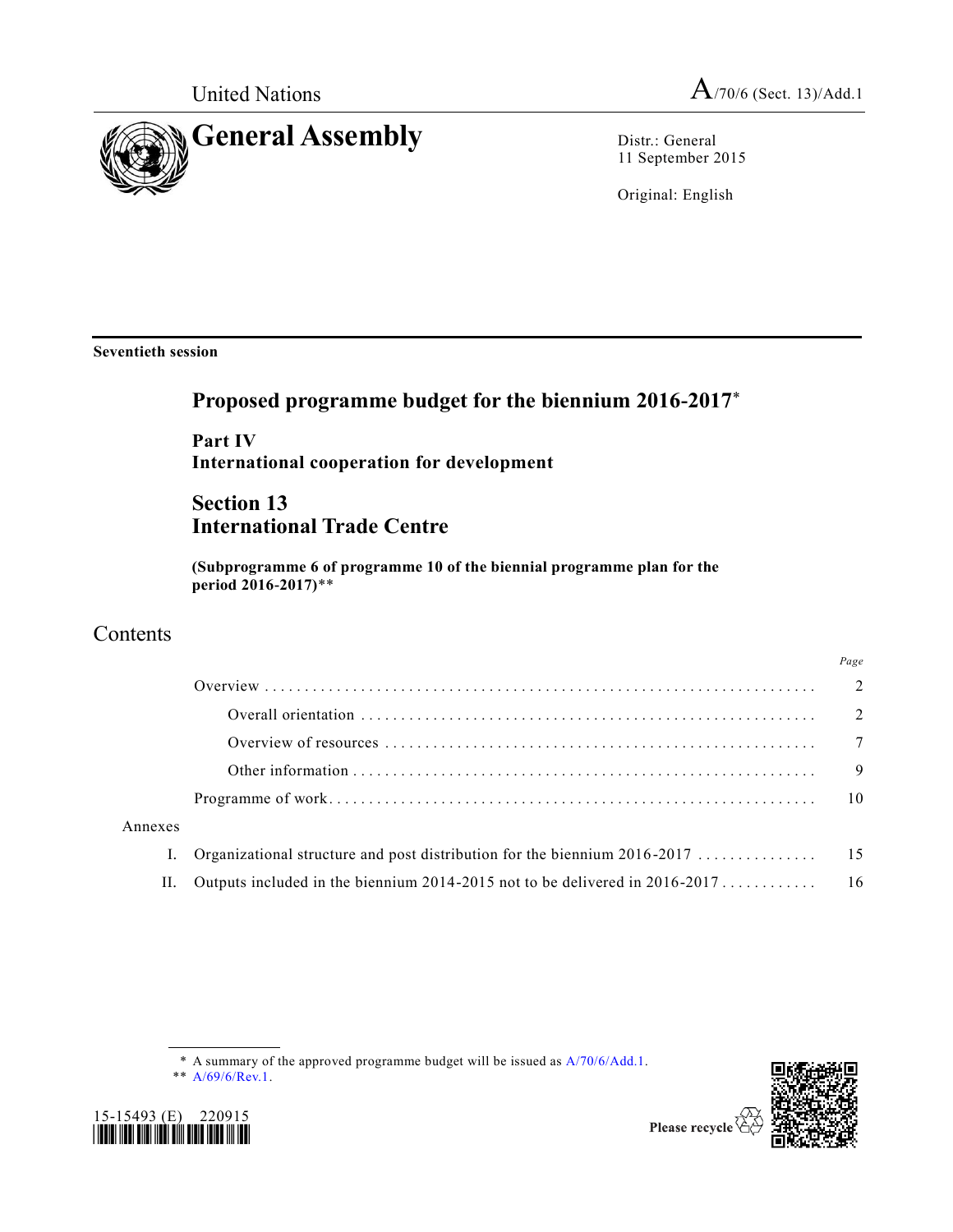United Nations

A/70/6 (Sect. 13)/Add.1

# General Assembly

Distr.: General
11 September 2015

Original: English

**Seventieth session**

## Proposed programme budget for the biennium 2016-2017*

### Part IV
### International cooperation for development

### Section 13
### International Trade Centre

**(Subprogramme 6 of programme 10 of the biennial programme plan for the period 2016-2017)****

## Contents

| | | *Page* |
|---|---|---|
| | Overview | 2 |
| | Overall orientation | 2 |
| | Overview of resources | 7 |
| | Other information | 9 |
| | Programme of work | 10 |
| Annexes | | |
| I. | Organizational structure and post distribution for the biennium 2016-2017 | 15 |
| II. | Outputs included in the biennium 2014-2015 not to be delivered in 2016-2017 | 16 |

\* A summary of the approved programme budget will be issued as A/70/6/Add.1.

\*\* A/69/6/Rev.1.

15-15493 (E) 220915

Please recycle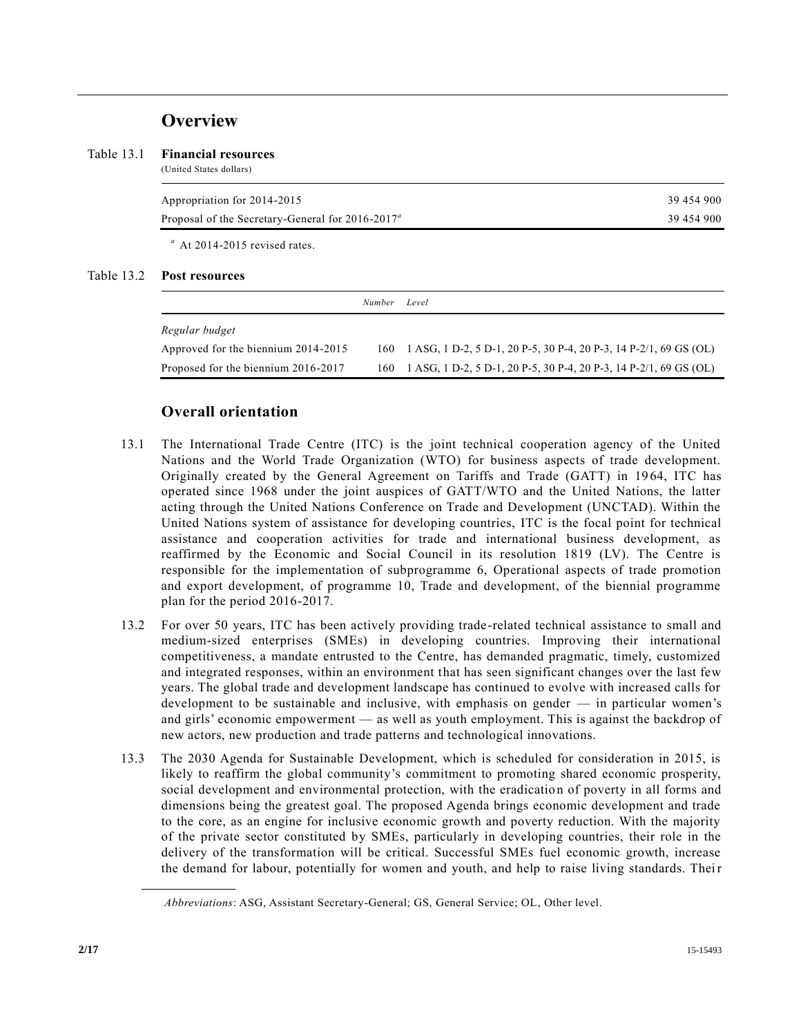# Overview

Table 13.1 **Financial resources**
(United States dollars)

| | |
|---|---|
| Appropriation for 2014-2015 | 39 454 900 |
| Proposal of the Secretary-General for 2016-2017[a] | 39 454 900 |

[a] At 2014-2015 revised rates.

Table 13.2 **Post resources**

| | Number | Level |
|---|---|---|
| *Regular budget* | | |
| Approved for the biennium 2014-2015 | 160 | 1 ASG, 1 D-2, 5 D-1, 20 P-5, 30 P-4, 20 P-3, 14 P-2/1, 69 GS (OL) |
| Proposed for the biennium 2016-2017 | 160 | 1 ASG, 1 D-2, 5 D-1, 20 P-5, 30 P-4, 20 P-3, 14 P-2/1, 69 GS (OL) |

## Overall orientation

13.1 The International Trade Centre (ITC) is the joint technical cooperation agency of the United Nations and the World Trade Organization (WTO) for business aspects of trade development. Originally created by the General Agreement on Tariffs and Trade (GATT) in 1964, ITC has operated since 1968 under the joint auspices of GATT/WTO and the United Nations, the latter acting through the United Nations Conference on Trade and Development (UNCTAD). Within the United Nations system of assistance for developing countries, ITC is the focal point for technical assistance and cooperation activities for trade and international business development, as reaffirmed by the Economic and Social Council in its resolution 1819 (LV). The Centre is responsible for the implementation of subprogramme 6, Operational aspects of trade promotion and export development, of programme 10, Trade and development, of the biennial programme plan for the period 2016-2017.

13.2 For over 50 years, ITC has been actively providing trade-related technical assistance to small and medium-sized enterprises (SMEs) in developing countries. Improving their international competitiveness, a mandate entrusted to the Centre, has demanded pragmatic, timely, customized and integrated responses, within an environment that has seen significant changes over the last few years. The global trade and development landscape has continued to evolve with increased calls for development to be sustainable and inclusive, with emphasis on gender — in particular women's and girls' economic empowerment — as well as youth employment. This is against the backdrop of new actors, new production and trade patterns and technological innovations.

13.3 The 2030 Agenda for Sustainable Development, which is scheduled for consideration in 2015, is likely to reaffirm the global community's commitment to promoting shared economic prosperity, social development and environmental protection, with the eradication of poverty in all forms and dimensions being the greatest goal. The proposed Agenda brings economic development and trade to the core, as an engine for inclusive economic growth and poverty reduction. With the majority of the private sector constituted by SMEs, particularly in developing countries, their role in the delivery of the transformation will be critical. Successful SMEs fuel economic growth, increase the demand for labour, potentially for women and youth, and help to raise living standards. Their

*Abbreviations*: ASG, Assistant Secretary-General; GS, General Service; OL, Other level.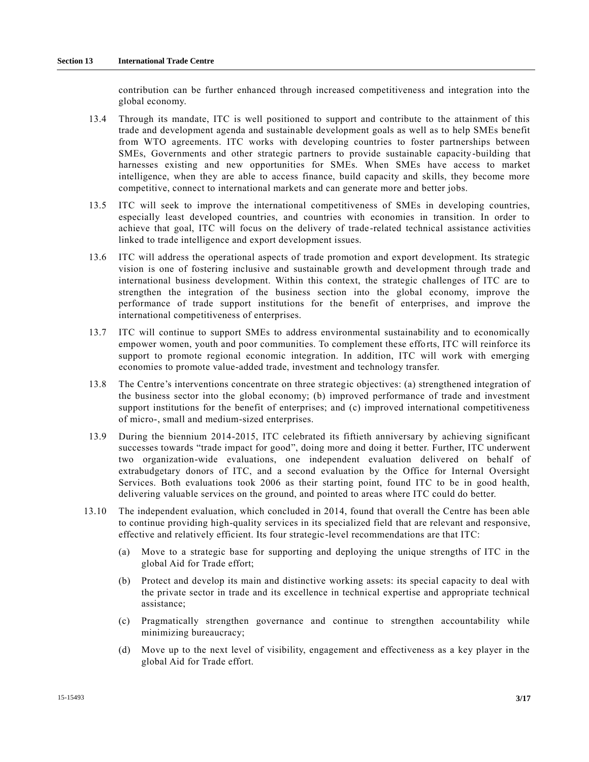contribution can be further enhanced through increased competitiveness and integration into the global economy.

13.4 Through its mandate, ITC is well positioned to support and contribute to the attainment of this trade and development agenda and sustainable development goals as well as to help SMEs benefit from WTO agreements. ITC works with developing countries to foster partnerships between SMEs, Governments and other strategic partners to provide sustainable capacity-building that harnesses existing and new opportunities for SMEs. When SMEs have access to market intelligence, when they are able to access finance, build capacity and skills, they become more competitive, connect to international markets and can generate more and better jobs.

13.5 ITC will seek to improve the international competitiveness of SMEs in developing countries, especially least developed countries, and countries with economies in transition. In order to achieve that goal, ITC will focus on the delivery of trade-related technical assistance activities linked to trade intelligence and export development issues.

13.6 ITC will address the operational aspects of trade promotion and export development. Its strategic vision is one of fostering inclusive and sustainable growth and development through trade and international business development. Within this context, the strategic challenges of ITC are to strengthen the integration of the business section into the global economy, improve the performance of trade support institutions for the benefit of enterprises, and improve the international competitiveness of enterprises.

13.7 ITC will continue to support SMEs to address environmental sustainability and to economically empower women, youth and poor communities. To complement these efforts, ITC will reinforce its support to promote regional economic integration. In addition, ITC will work with emerging economies to promote value-added trade, investment and technology transfer.

13.8 The Centre's interventions concentrate on three strategic objectives: (a) strengthened integration of the business sector into the global economy; (b) improved performance of trade and investment support institutions for the benefit of enterprises; and (c) improved international competitiveness of micro-, small and medium-sized enterprises.

13.9 During the biennium 2014-2015, ITC celebrated its fiftieth anniversary by achieving significant successes towards "trade impact for good", doing more and doing it better. Further, ITC underwent two organization-wide evaluations, one independent evaluation delivered on behalf of extrabudgetary donors of ITC, and a second evaluation by the Office for Internal Oversight Services. Both evaluations took 2006 as their starting point, found ITC to be in good health, delivering valuable services on the ground, and pointed to areas where ITC could do better.

13.10 The independent evaluation, which concluded in 2014, found that overall the Centre has been able to continue providing high-quality services in its specialized field that are relevant and responsive, effective and relatively efficient. Its four strategic-level recommendations are that ITC:

(a) Move to a strategic base for supporting and deploying the unique strengths of ITC in the global Aid for Trade effort;

(b) Protect and develop its main and distinctive working assets: its special capacity to deal with the private sector in trade and its excellence in technical expertise and appropriate technical assistance;

(c) Pragmatically strengthen governance and continue to strengthen accountability while minimizing bureaucracy;

(d) Move up to the next level of visibility, engagement and effectiveness as a key player in the global Aid for Trade effort.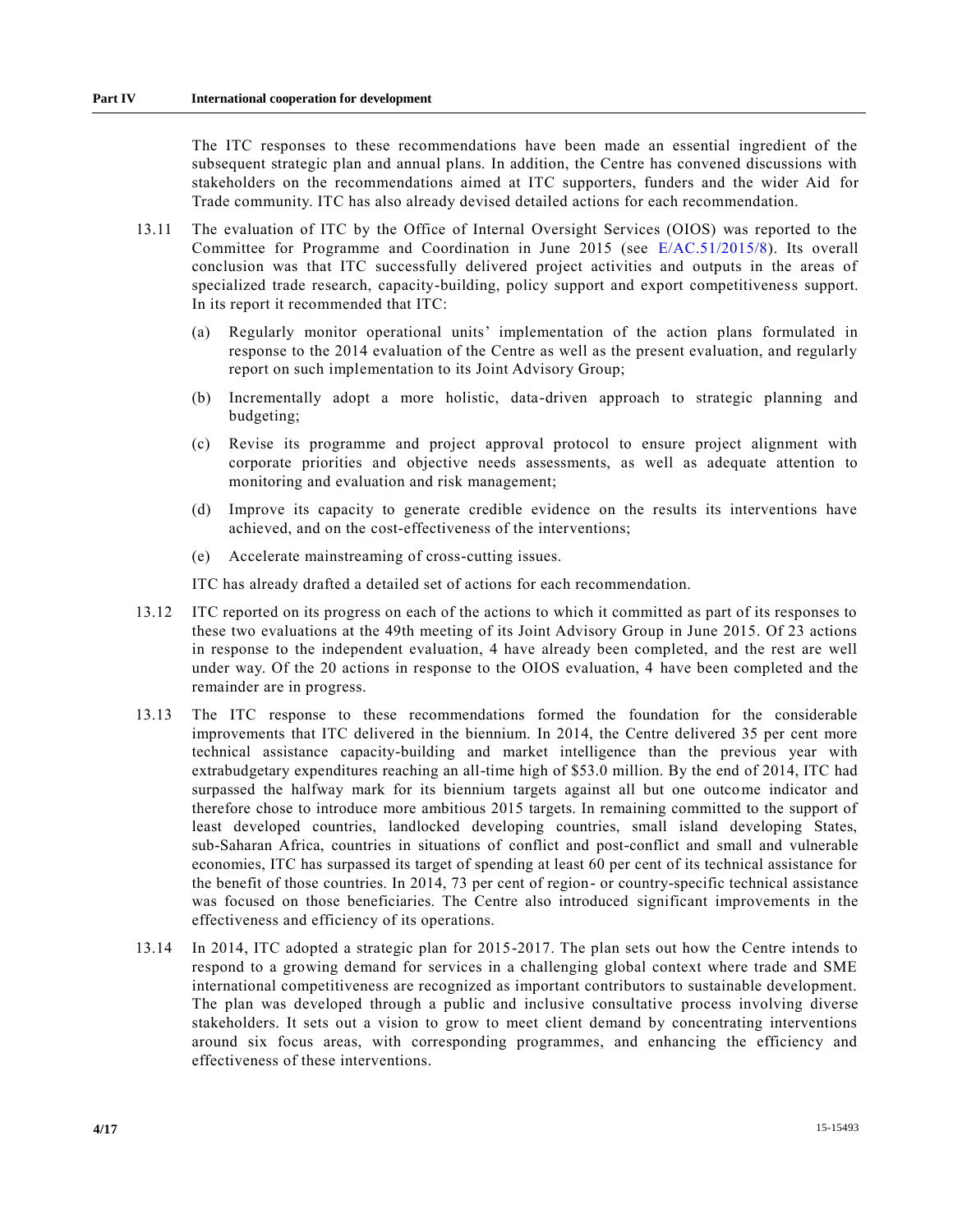The ITC responses to these recommendations have been made an essential ingredient of the subsequent strategic plan and annual plans. In addition, the Centre has convened discussions with stakeholders on the recommendations aimed at ITC supporters, funders and the wider Aid for Trade community. ITC has also already devised detailed actions for each recommendation.

13.11 The evaluation of ITC by the Office of Internal Oversight Services (OIOS) was reported to the Committee for Programme and Coordination in June 2015 (see E/AC.51/2015/8). Its overall conclusion was that ITC successfully delivered project activities and outputs in the areas of specialized trade research, capacity-building, policy support and export competitiveness support. In its report it recommended that ITC:

(a) Regularly monitor operational units' implementation of the action plans formulated in response to the 2014 evaluation of the Centre as well as the present evaluation, and regularly report on such implementation to its Joint Advisory Group;

(b) Incrementally adopt a more holistic, data-driven approach to strategic planning and budgeting;

(c) Revise its programme and project approval protocol to ensure project alignment with corporate priorities and objective needs assessments, as well as adequate attention to monitoring and evaluation and risk management;

(d) Improve its capacity to generate credible evidence on the results its interventions have achieved, and on the cost-effectiveness of the interventions;

(e) Accelerate mainstreaming of cross-cutting issues.

ITC has already drafted a detailed set of actions for each recommendation.

13.12 ITC reported on its progress on each of the actions to which it committed as part of its responses to these two evaluations at the 49th meeting of its Joint Advisory Group in June 2015. Of 23 actions in response to the independent evaluation, 4 have already been completed, and the rest are well under way. Of the 20 actions in response to the OIOS evaluation, 4 have been completed and the remainder are in progress.

13.13 The ITC response to these recommendations formed the foundation for the considerable improvements that ITC delivered in the biennium. In 2014, the Centre delivered 35 per cent more technical assistance capacity-building and market intelligence than the previous year with extrabudgetary expenditures reaching an all-time high of $53.0 million. By the end of 2014, ITC had surpassed the halfway mark for its biennium targets against all but one outcome indicator and therefore chose to introduce more ambitious 2015 targets. In remaining committed to the support of least developed countries, landlocked developing countries, small island developing States, sub-Saharan Africa, countries in situations of conflict and post-conflict and small and vulnerable economies, ITC has surpassed its target of spending at least 60 per cent of its technical assistance for the benefit of those countries. In 2014, 73 per cent of region- or country-specific technical assistance was focused on those beneficiaries. The Centre also introduced significant improvements in the effectiveness and efficiency of its operations.

13.14 In 2014, ITC adopted a strategic plan for 2015-2017. The plan sets out how the Centre intends to respond to a growing demand for services in a challenging global context where trade and SME international competitiveness are recognized as important contributors to sustainable development. The plan was developed through a public and inclusive consultative process involving diverse stakeholders. It sets out a vision to grow to meet client demand by concentrating interventions around six focus areas, with corresponding programmes, and enhancing the efficiency and effectiveness of these interventions.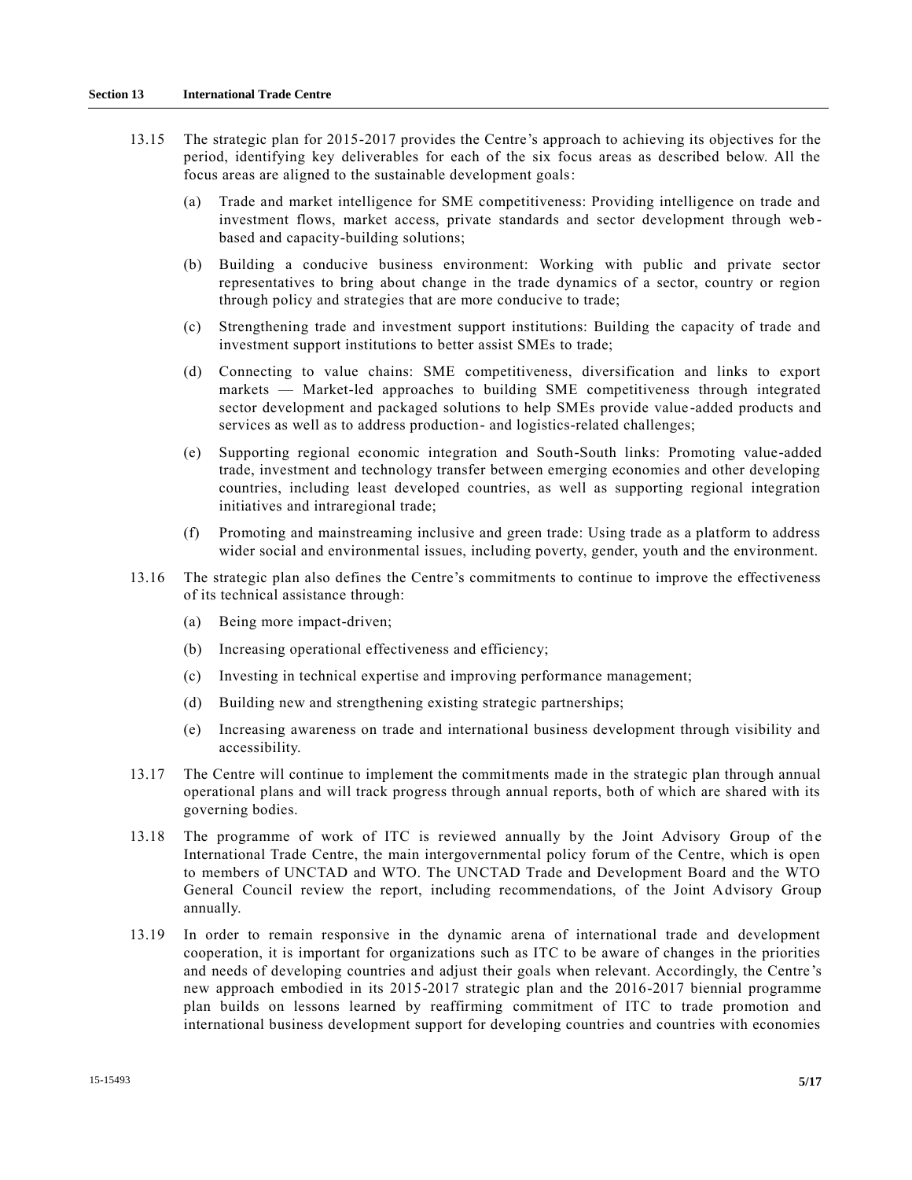13.15 The strategic plan for 2015-2017 provides the Centre's approach to achieving its objectives for the period, identifying key deliverables for each of the six focus areas as described below. All the focus areas are aligned to the sustainable development goals:

(a) Trade and market intelligence for SME competitiveness: Providing intelligence on trade and investment flows, market access, private standards and sector development through web-based and capacity-building solutions;

(b) Building a conducive business environment: Working with public and private sector representatives to bring about change in the trade dynamics of a sector, country or region through policy and strategies that are more conducive to trade;

(c) Strengthening trade and investment support institutions: Building the capacity of trade and investment support institutions to better assist SMEs to trade;

(d) Connecting to value chains: SME competitiveness, diversification and links to export markets — Market-led approaches to building SME competitiveness through integrated sector development and packaged solutions to help SMEs provide value-added products and services as well as to address production- and logistics-related challenges;

(e) Supporting regional economic integration and South-South links: Promoting value-added trade, investment and technology transfer between emerging economies and other developing countries, including least developed countries, as well as supporting regional integration initiatives and intraregional trade;

(f) Promoting and mainstreaming inclusive and green trade: Using trade as a platform to address wider social and environmental issues, including poverty, gender, youth and the environment.

13.16 The strategic plan also defines the Centre's commitments to continue to improve the effectiveness of its technical assistance through:

(a) Being more impact-driven;

(b) Increasing operational effectiveness and efficiency;

(c) Investing in technical expertise and improving performance management;

(d) Building new and strengthening existing strategic partnerships;

(e) Increasing awareness on trade and international business development through visibility and accessibility.

13.17 The Centre will continue to implement the commitments made in the strategic plan through annual operational plans and will track progress through annual reports, both of which are shared with its governing bodies.

13.18 The programme of work of ITC is reviewed annually by the Joint Advisory Group of the International Trade Centre, the main intergovernmental policy forum of the Centre, which is open to members of UNCTAD and WTO. The UNCTAD Trade and Development Board and the WTO General Council review the report, including recommendations, of the Joint Advisory Group annually.

13.19 In order to remain responsive in the dynamic arena of international trade and development cooperation, it is important for organizations such as ITC to be aware of changes in the priorities and needs of developing countries and adjust their goals when relevant. Accordingly, the Centre's new approach embodied in its 2015-2017 strategic plan and the 2016-2017 biennial programme plan builds on lessons learned by reaffirming commitment of ITC to trade promotion and international business development support for developing countries and countries with economies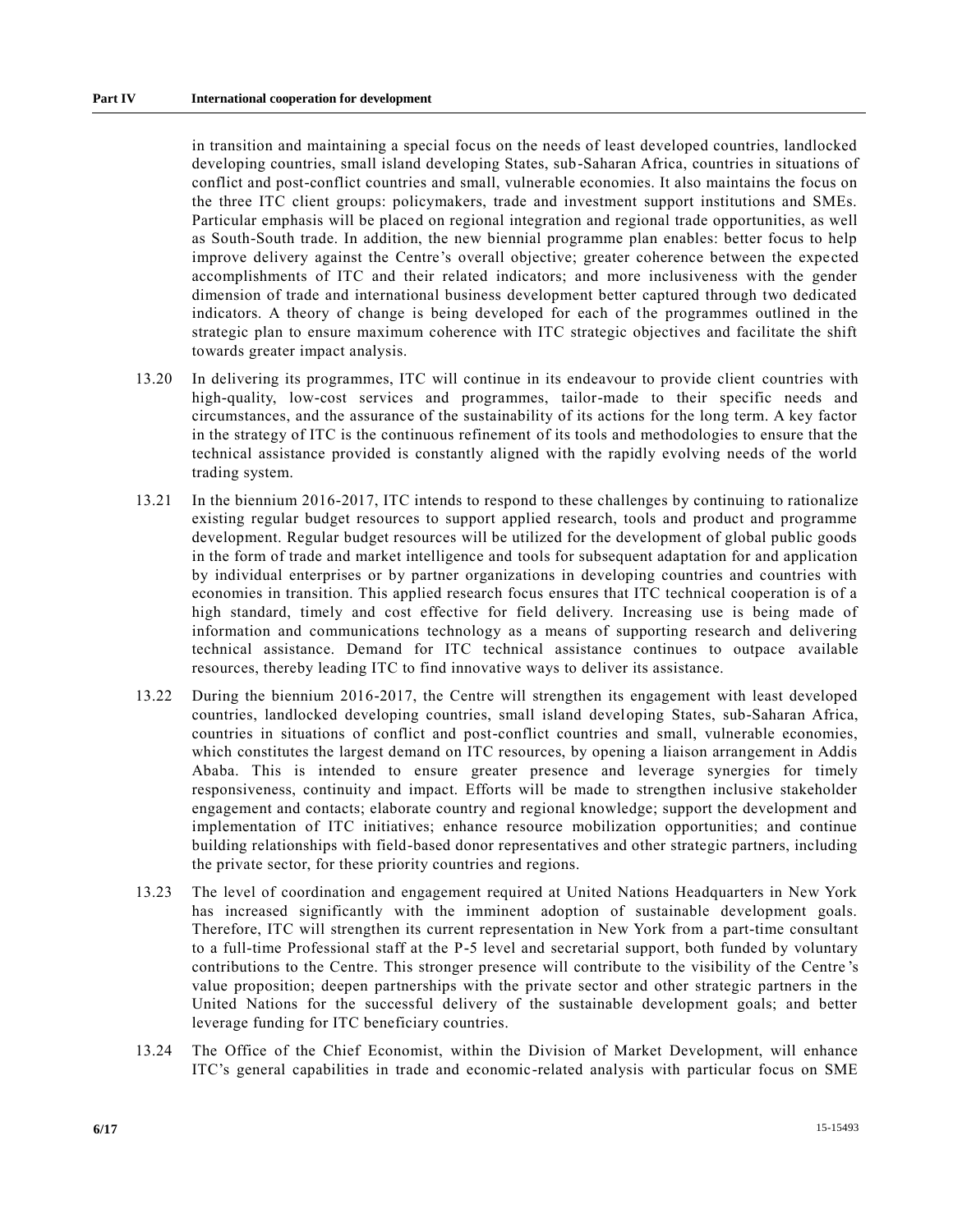in transition and maintaining a special focus on the needs of least developed countries, landlocked developing countries, small island developing States, sub-Saharan Africa, countries in situations of conflict and post-conflict countries and small, vulnerable economies. It also maintains the focus on the three ITC client groups: policymakers, trade and investment support institutions and SMEs. Particular emphasis will be placed on regional integration and regional trade opportunities, as well as South-South trade. In addition, the new biennial programme plan enables: better focus to help improve delivery against the Centre's overall objective; greater coherence between the expected accomplishments of ITC and their related indicators; and more inclusiveness with the gender dimension of trade and international business development better captured through two dedicated indicators. A theory of change is being developed for each of the programmes outlined in the strategic plan to ensure maximum coherence with ITC strategic objectives and facilitate the shift towards greater impact analysis.

13.20 In delivering its programmes, ITC will continue in its endeavour to provide client countries with high-quality, low-cost services and programmes, tailor-made to their specific needs and circumstances, and the assurance of the sustainability of its actions for the long term. A key factor in the strategy of ITC is the continuous refinement of its tools and methodologies to ensure that the technical assistance provided is constantly aligned with the rapidly evolving needs of the world trading system.

13.21 In the biennium 2016-2017, ITC intends to respond to these challenges by continuing to rationalize existing regular budget resources to support applied research, tools and product and programme development. Regular budget resources will be utilized for the development of global public goods in the form of trade and market intelligence and tools for subsequent adaptation for and application by individual enterprises or by partner organizations in developing countries and countries with economies in transition. This applied research focus ensures that ITC technical cooperation is of a high standard, timely and cost effective for field delivery. Increasing use is being made of information and communications technology as a means of supporting research and delivering technical assistance. Demand for ITC technical assistance continues to outpace available resources, thereby leading ITC to find innovative ways to deliver its assistance.

13.22 During the biennium 2016-2017, the Centre will strengthen its engagement with least developed countries, landlocked developing countries, small island developing States, sub-Saharan Africa, countries in situations of conflict and post-conflict countries and small, vulnerable economies, which constitutes the largest demand on ITC resources, by opening a liaison arrangement in Addis Ababa. This is intended to ensure greater presence and leverage synergies for timely responsiveness, continuity and impact. Efforts will be made to strengthen inclusive stakeholder engagement and contacts; elaborate country and regional knowledge; support the development and implementation of ITC initiatives; enhance resource mobilization opportunities; and continue building relationships with field-based donor representatives and other strategic partners, including the private sector, for these priority countries and regions.

13.23 The level of coordination and engagement required at United Nations Headquarters in New York has increased significantly with the imminent adoption of sustainable development goals. Therefore, ITC will strengthen its current representation in New York from a part-time consultant to a full-time Professional staff at the P-5 level and secretarial support, both funded by voluntary contributions to the Centre. This stronger presence will contribute to the visibility of the Centre's value proposition; deepen partnerships with the private sector and other strategic partners in the United Nations for the successful delivery of the sustainable development goals; and better leverage funding for ITC beneficiary countries.

13.24 The Office of the Chief Economist, within the Division of Market Development, will enhance ITC's general capabilities in trade and economic-related analysis with particular focus on SME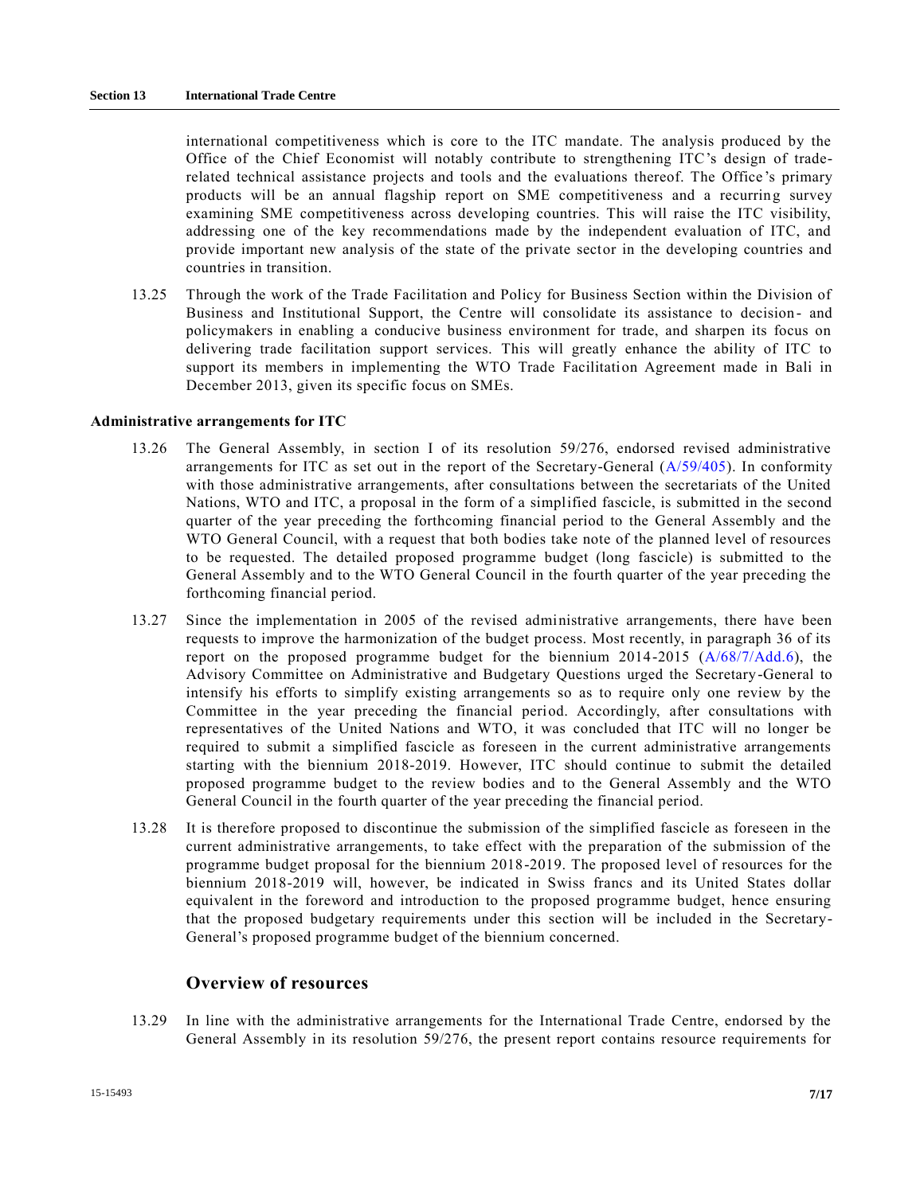international competitiveness which is core to the ITC mandate. The analysis produced by the Office of the Chief Economist will notably contribute to strengthening ITC's design of trade-related technical assistance projects and tools and the evaluations thereof. The Office's primary products will be an annual flagship report on SME competitiveness and a recurring survey examining SME competitiveness across developing countries. This will raise the ITC visibility, addressing one of the key recommendations made by the independent evaluation of ITC, and provide important new analysis of the state of the private sector in the developing countries and countries in transition.

13.25 Through the work of the Trade Facilitation and Policy for Business Section within the Division of Business and Institutional Support, the Centre will consolidate its assistance to decision- and policymakers in enabling a conducive business environment for trade, and sharpen its focus on delivering trade facilitation support services. This will greatly enhance the ability of ITC to support its members in implementing the WTO Trade Facilitation Agreement made in Bali in December 2013, given its specific focus on SMEs.

### Administrative arrangements for ITC

13.26 The General Assembly, in section I of its resolution 59/276, endorsed revised administrative arrangements for ITC as set out in the report of the Secretary-General (A/59/405). In conformity with those administrative arrangements, after consultations between the secretariats of the United Nations, WTO and ITC, a proposal in the form of a simplified fascicle, is submitted in the second quarter of the year preceding the forthcoming financial period to the General Assembly and the WTO General Council, with a request that both bodies take note of the planned level of resources to be requested. The detailed proposed programme budget (long fascicle) is submitted to the General Assembly and to the WTO General Council in the fourth quarter of the year preceding the forthcoming financial period.

13.27 Since the implementation in 2005 of the revised administrative arrangements, there have been requests to improve the harmonization of the budget process. Most recently, in paragraph 36 of its report on the proposed programme budget for the biennium 2014-2015 (A/68/7/Add.6), the Advisory Committee on Administrative and Budgetary Questions urged the Secretary-General to intensify his efforts to simplify existing arrangements so as to require only one review by the Committee in the year preceding the financial period. Accordingly, after consultations with representatives of the United Nations and WTO, it was concluded that ITC will no longer be required to submit a simplified fascicle as foreseen in the current administrative arrangements starting with the biennium 2018-2019. However, ITC should continue to submit the detailed proposed programme budget to the review bodies and to the General Assembly and the WTO General Council in the fourth quarter of the year preceding the financial period.

13.28 It is therefore proposed to discontinue the submission of the simplified fascicle as foreseen in the current administrative arrangements, to take effect with the preparation of the submission of the programme budget proposal for the biennium 2018-2019. The proposed level of resources for the biennium 2018-2019 will, however, be indicated in Swiss francs and its United States dollar equivalent in the foreword and introduction to the proposed programme budget, hence ensuring that the proposed budgetary requirements under this section will be included in the Secretary-General's proposed programme budget of the biennium concerned.

## Overview of resources

13.29 In line with the administrative arrangements for the International Trade Centre, endorsed by the General Assembly in its resolution 59/276, the present report contains resource requirements for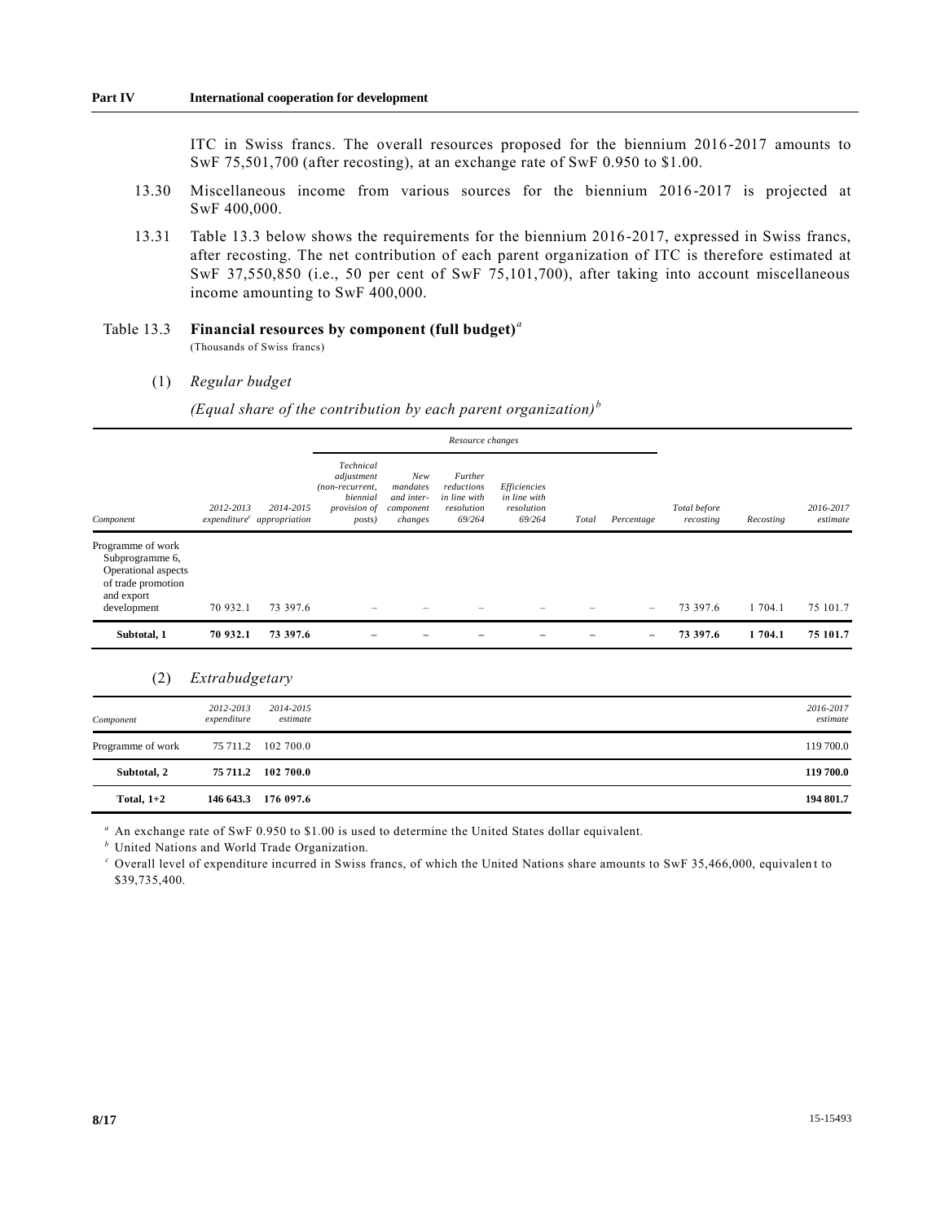ITC in Swiss francs. The overall resources proposed for the biennium 2016-2017 amounts to SwF 75,501,700 (after recosting), at an exchange rate of SwF 0.950 to $1.00.

13.30 Miscellaneous income from various sources for the biennium 2016-2017 is projected at SwF 400,000.

13.31 Table 13.3 below shows the requirements for the biennium 2016-2017, expressed in Swiss francs, after recosting. The net contribution of each parent organization of ITC is therefore estimated at SwF 37,550,850 (i.e., 50 per cent of SwF 75,101,700), after taking into account miscellaneous income amounting to SwF 400,000.

Table 13.3 **Financial resources by component (full budget)**[a]

(Thousands of Swiss francs)

(1) *Regular budget*

*(Equal share of the contribution by each parent organization)*[b]

| | | | Resource changes | | | | | | | | |
|---|---|---|---|---|---|---|---|---|---|---|---|
| *Component* | *2012-2013 expenditure*[c] | *2014-2015 appropriation* | *Technical adjustment (non-recurrent, biennial provision of posts)* | *New mandates and inter-component changes* | *Further reductions in line with resolution 69/264* | *Efficiencies in line with resolution 69/264* | *Total* | *Percentage* | *Total before recosting* | *Recosting* | *2016-2017 estimate* |
| Programme of work Subprogramme 6, Operational aspects of trade promotion and export development | 70 932.1 | 73 397.6 | – | – | – | – | – | – | 73 397.6 | 1 704.1 | 75 101.7 |
| **Subtotal, 1** | **70 932.1** | **73 397.6** | **–** | **–** | **–** | **–** | **–** | **–** | **73 397.6** | **1 704.1** | **75 101.7** |

(2) *Extrabudgetary*

| *Component* | *2012-2013 expenditure* | *2014-2015 estimate* | *2016-2017 estimate* |
|---|---|---|---|
| Programme of work | 75 711.2 | 102 700.0 | 119 700.0 |
| **Subtotal, 2** | **75 711.2** | **102 700.0** | **119 700.0** |
| **Total, 1+2** | **146 643.3** | **176 097.6** | **194 801.7** |

[a] An exchange rate of SwF 0.950 to $1.00 is used to determine the United States dollar equivalent.

[b] United Nations and World Trade Organization.

[c] Overall level of expenditure incurred in Swiss francs, of which the United Nations share amounts to SwF 35,466,000, equivalent to $39,735,400.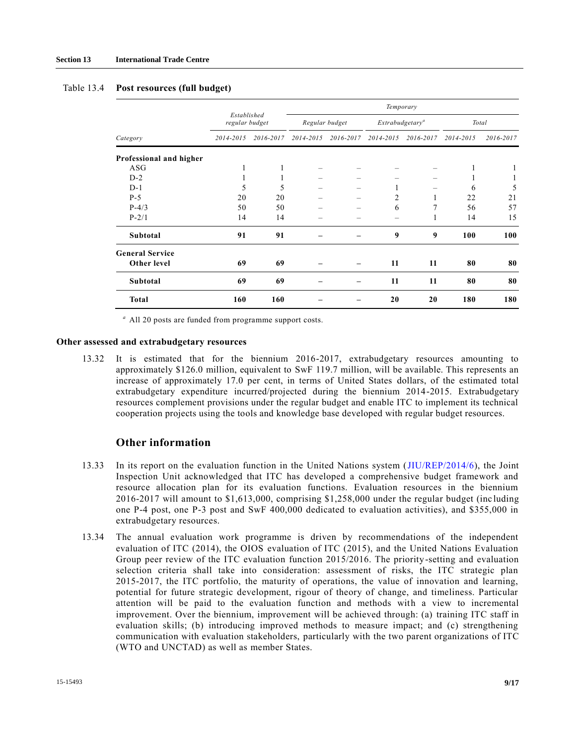Table 13.4 **Post resources (full budget)**

| Category | Established regular budget | | Temporary | | | | | |
|---|---|---|---|---|---|---|---|---|
| | | | Regular budget | | Extrabudgetary[a] | | Total | |
| | 2014-2015 | 2016-2017 | 2014-2015 | 2016-2017 | 2014-2015 | 2016-2017 | 2014-2015 | 2016-2017 |
| **Professional and higher** | | | | | | | | |
| ASG | 1 | 1 | – | – | – | – | 1 | 1 |
| D-2 | 1 | 1 | – | – | – | – | 1 | 1 |
| D-1 | 5 | 5 | – | – | 1 | – | 6 | 5 |
| P-5 | 20 | 20 | – | – | 2 | 1 | 22 | 21 |
| P-4/3 | 50 | 50 | – | – | 6 | 7 | 56 | 57 |
| P-2/1 | 14 | 14 | – | – | – | 1 | 14 | 15 |
| **Subtotal** | **91** | **91** | **–** | **–** | **9** | **9** | **100** | **100** |
| **General Service** | | | | | | | | |
| **Other level** | **69** | **69** | **–** | **–** | **11** | **11** | **80** | **80** |
| **Subtotal** | **69** | **69** | **–** | **–** | **11** | **11** | **80** | **80** |
| **Total** | **160** | **160** | **–** | **–** | **20** | **20** | **180** | **180** |

[a] All 20 posts are funded from programme support costs.

### Other assessed and extrabudgetary resources

13.32 It is estimated that for the biennium 2016-2017, extrabudgetary resources amounting to approximately $126.0 million, equivalent to SwF 119.7 million, will be available. This represents an increase of approximately 17.0 per cent, in terms of United States dollars, of the estimated total extrabudgetary expenditure incurred/projected during the biennium 2014-2015. Extrabudgetary resources complement provisions under the regular budget and enable ITC to implement its technical cooperation projects using the tools and knowledge base developed with regular budget resources.

## Other information

13.33 In its report on the evaluation function in the United Nations system (JIU/REP/2014/6), the Joint Inspection Unit acknowledged that ITC has developed a comprehensive budget framework and resource allocation plan for its evaluation functions. Evaluation resources in the biennium 2016-2017 will amount to $1,613,000, comprising $1,258,000 under the regular budget (including one P-4 post, one P-3 post and SwF 400,000 dedicated to evaluation activities), and $355,000 in extrabudgetary resources.

13.34 The annual evaluation work programme is driven by recommendations of the independent evaluation of ITC (2014), the OIOS evaluation of ITC (2015), and the United Nations Evaluation Group peer review of the ITC evaluation function 2015/2016. The priority-setting and evaluation selection criteria shall take into consideration: assessment of risks, the ITC strategic plan 2015-2017, the ITC portfolio, the maturity of operations, the value of innovation and learning, potential for future strategic development, rigour of theory of change, and timeliness. Particular attention will be paid to the evaluation function and methods with a view to incremental improvement. Over the biennium, improvement will be achieved through: (a) training ITC staff in evaluation skills; (b) introducing improved methods to measure impact; and (c) strengthening communication with evaluation stakeholders, particularly with the two parent organizations of ITC (WTO and UNCTAD) as well as member States.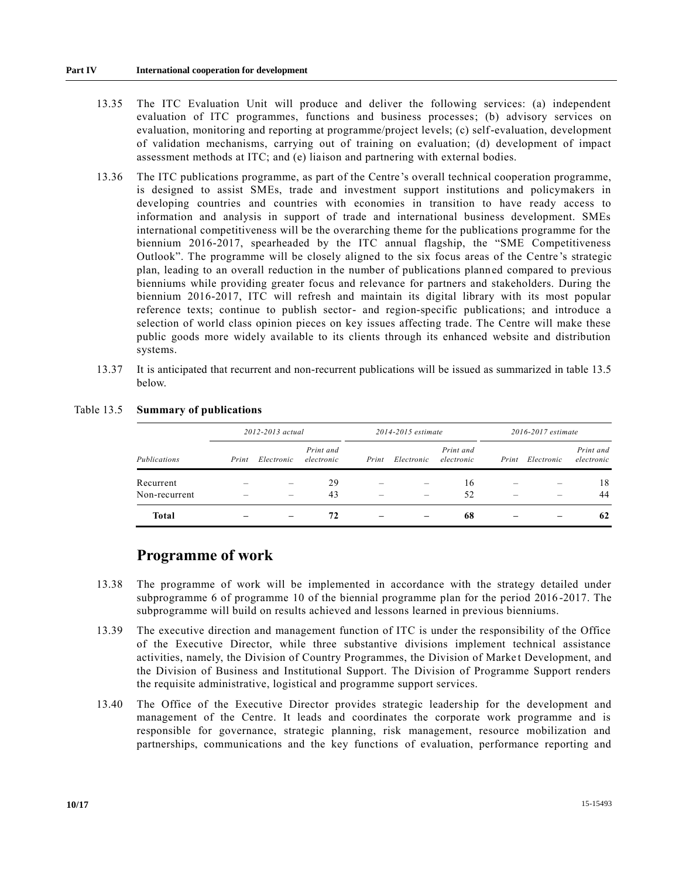13.35 The ITC Evaluation Unit will produce and deliver the following services: (a) independent evaluation of ITC programmes, functions and business processes; (b) advisory services on evaluation, monitoring and reporting at programme/project levels; (c) self-evaluation, development of validation mechanisms, carrying out of training on evaluation; (d) development of impact assessment methods at ITC; and (e) liaison and partnering with external bodies.

13.36 The ITC publications programme, as part of the Centre's overall technical cooperation programme, is designed to assist SMEs, trade and investment support institutions and policymakers in developing countries and countries with economies in transition to have ready access to information and analysis in support of trade and international business development. SMEs international competitiveness will be the overarching theme for the publications programme for the biennium 2016-2017, spearheaded by the ITC annual flagship, the "SME Competitiveness Outlook". The programme will be closely aligned to the six focus areas of the Centre's strategic plan, leading to an overall reduction in the number of publications planned compared to previous bienniums while providing greater focus and relevance for partners and stakeholders. During the biennium 2016-2017, ITC will refresh and maintain its digital library with its most popular reference texts; continue to publish sector- and region-specific publications; and introduce a selection of world class opinion pieces on key issues affecting trade. The Centre will make these public goods more widely available to its clients through its enhanced website and distribution systems.

13.37 It is anticipated that recurrent and non-recurrent publications will be issued as summarized in table 13.5 below.

Table 13.5 **Summary of publications**

| | *2012-2013 actual* | | | *2014-2015 estimate* | | | *2016-2017 estimate* | | |
|---|---|---|---|---|---|---|---|---|---|
| *Publications* | *Print* | *Electronic* | *Print and electronic* | *Print* | *Electronic* | *Print and electronic* | *Print* | *Electronic* | *Print and electronic* |
| Recurrent | – | – | 29 | – | – | 16 | – | – | 18 |
| Non-recurrent | – | – | 43 | – | – | 52 | – | – | 44 |
| **Total** | **–** | **–** | **72** | **–** | **–** | **68** | **–** | **–** | **62** |

## Programme of work

13.38 The programme of work will be implemented in accordance with the strategy detailed under subprogramme 6 of programme 10 of the biennial programme plan for the period 2016-2017. The subprogramme will build on results achieved and lessons learned in previous bienniums.

13.39 The executive direction and management function of ITC is under the responsibility of the Office of the Executive Director, while three substantive divisions implement technical assistance activities, namely, the Division of Country Programmes, the Division of Market Development, and the Division of Business and Institutional Support. The Division of Programme Support renders the requisite administrative, logistical and programme support services.

13.40 The Office of the Executive Director provides strategic leadership for the development and management of the Centre. It leads and coordinates the corporate work programme and is responsible for governance, strategic planning, risk management, resource mobilization and partnerships, communications and the key functions of evaluation, performance reporting and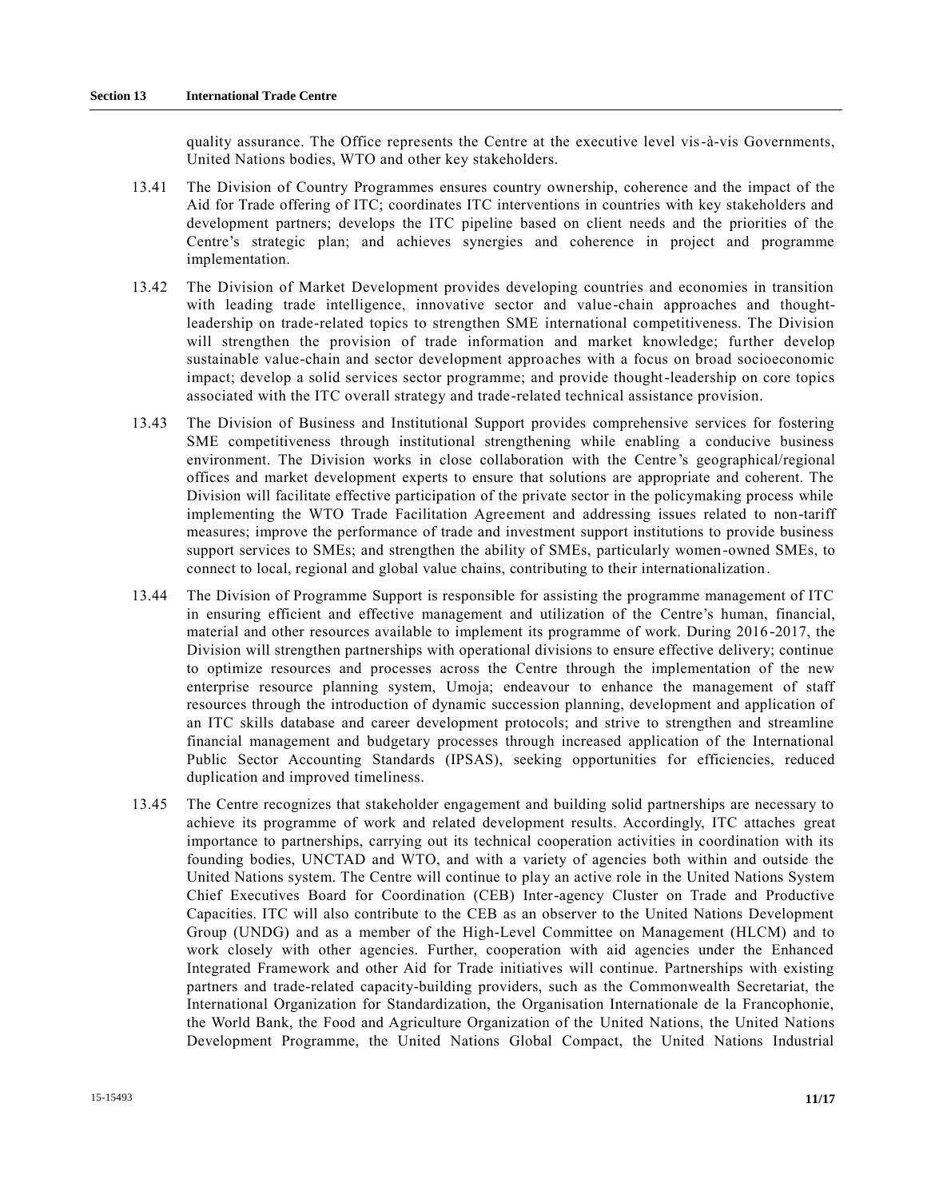quality assurance. The Office represents the Centre at the executive level vis-à-vis Governments, United Nations bodies, WTO and other key stakeholders.

13.41 The Division of Country Programmes ensures country ownership, coherence and the impact of the Aid for Trade offering of ITC; coordinates ITC interventions in countries with key stakeholders and development partners; develops the ITC pipeline based on client needs and the priorities of the Centre's strategic plan; and achieves synergies and coherence in project and programme implementation.

13.42 The Division of Market Development provides developing countries and economies in transition with leading trade intelligence, innovative sector and value-chain approaches and thought-leadership on trade-related topics to strengthen SME international competitiveness. The Division will strengthen the provision of trade information and market knowledge; further develop sustainable value-chain and sector development approaches with a focus on broad socioeconomic impact; develop a solid services sector programme; and provide thought-leadership on core topics associated with the ITC overall strategy and trade-related technical assistance provision.

13.43 The Division of Business and Institutional Support provides comprehensive services for fostering SME competitiveness through institutional strengthening while enabling a conducive business environment. The Division works in close collaboration with the Centre's geographical/regional offices and market development experts to ensure that solutions are appropriate and coherent. The Division will facilitate effective participation of the private sector in the policymaking process while implementing the WTO Trade Facilitation Agreement and addressing issues related to non-tariff measures; improve the performance of trade and investment support institutions to provide business support services to SMEs; and strengthen the ability of SMEs, particularly women-owned SMEs, to connect to local, regional and global value chains, contributing to their internationalization.

13.44 The Division of Programme Support is responsible for assisting the programme management of ITC in ensuring efficient and effective management and utilization of the Centre's human, financial, material and other resources available to implement its programme of work. During 2016-2017, the Division will strengthen partnerships with operational divisions to ensure effective delivery; continue to optimize resources and processes across the Centre through the implementation of the new enterprise resource planning system, Umoja; endeavour to enhance the management of staff resources through the introduction of dynamic succession planning, development and application of an ITC skills database and career development protocols; and strive to strengthen and streamline financial management and budgetary processes through increased application of the International Public Sector Accounting Standards (IPSAS), seeking opportunities for efficiencies, reduced duplication and improved timeliness.

13.45 The Centre recognizes that stakeholder engagement and building solid partnerships are necessary to achieve its programme of work and related development results. Accordingly, ITC attaches great importance to partnerships, carrying out its technical cooperation activities in coordination with its founding bodies, UNCTAD and WTO, and with a variety of agencies both within and outside the United Nations system. The Centre will continue to play an active role in the United Nations System Chief Executives Board for Coordination (CEB) Inter-agency Cluster on Trade and Productive Capacities. ITC will also contribute to the CEB as an observer to the United Nations Development Group (UNDG) and as a member of the High-Level Committee on Management (HLCM) and to work closely with other agencies. Further, cooperation with aid agencies under the Enhanced Integrated Framework and other Aid for Trade initiatives will continue. Partnerships with existing partners and trade-related capacity-building providers, such as the Commonwealth Secretariat, the International Organization for Standardization, the Organisation Internationale de la Francophonie, the World Bank, the Food and Agriculture Organization of the United Nations, the United Nations Development Programme, the United Nations Global Compact, the United Nations Industrial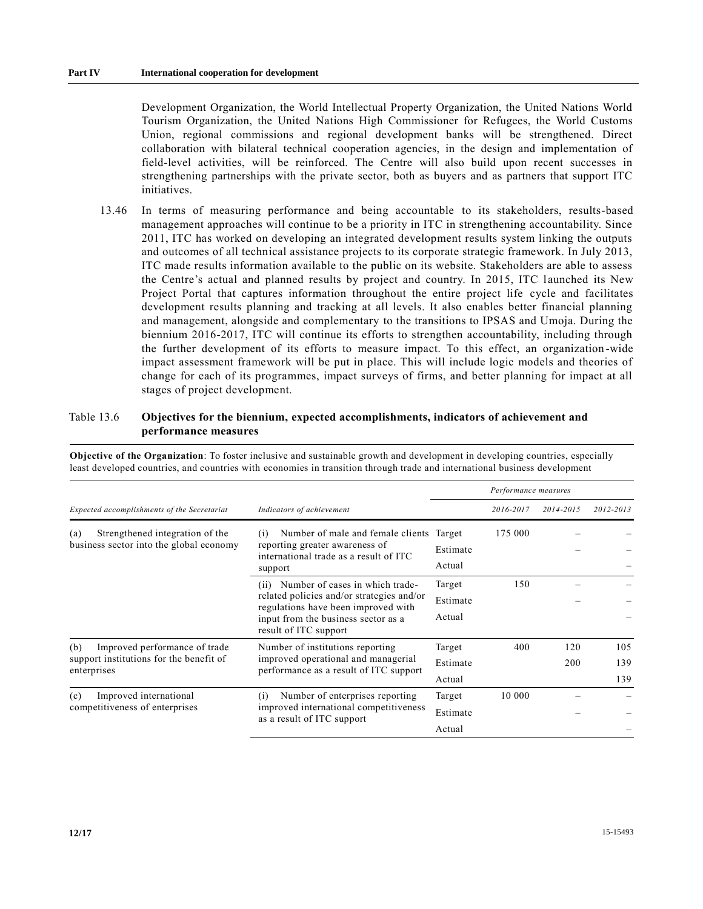Development Organization, the World Intellectual Property Organization, the United Nations World Tourism Organization, the United Nations High Commissioner for Refugees, the World Customs Union, regional commissions and regional development banks will be strengthened. Direct collaboration with bilateral technical cooperation agencies, in the design and implementation of field-level activities, will be reinforced. The Centre will also build upon recent successes in strengthening partnerships with the private sector, both as buyers and as partners that support ITC initiatives.

13.46 In terms of measuring performance and being accountable to its stakeholders, results-based management approaches will continue to be a priority in ITC in strengthening accountability. Since 2011, ITC has worked on developing an integrated development results system linking the outputs and outcomes of all technical assistance projects to its corporate strategic framework. In July 2013, ITC made results information available to the public on its website. Stakeholders are able to assess the Centre's actual and planned results by project and country. In 2015, ITC launched its New Project Portal that captures information throughout the entire project life cycle and facilitates development results planning and tracking at all levels. It also enables better financial planning and management, alongside and complementary to the transitions to IPSAS and Umoja. During the biennium 2016-2017, ITC will continue its efforts to strengthen accountability, including through the further development of its efforts to measure impact. To this effect, an organization-wide impact assessment framework will be put in place. This will include logic models and theories of change for each of its programmes, impact surveys of firms, and better planning for impact at all stages of project development.

Table 13.6 **Objectives for the biennium, expected accomplishments, indicators of achievement and performance measures**

**Objective of the Organization**: To foster inclusive and sustainable growth and development in developing countries, especially least developed countries, and countries with economies in transition through trade and international business development

| *Expected accomplishments of the Secretariat* | *Indicators of achievement* | *Performance measures* | | | |
|---|---|---|---|---|---|
| | | | *2016-2017* | *2014-2015* | *2012-2013* |
| (a) Strengthened integration of the business sector into the global economy | (i) Number of male and female clients reporting greater awareness of international trade as a result of ITC support | Target | 175 000 | – | – |
| | | Estimate | | – | – |
| | | Actual | | | – |
| | (ii) Number of cases in which trade-related policies and/or strategies and/or regulations have been improved with input from the business sector as a result of ITC support | Target | 150 | – | – |
| | | Estimate | | – | – |
| | | Actual | | | – |
| (b) Improved performance of trade support institutions for the benefit of enterprises | Number of institutions reporting improved operational and managerial performance as a result of ITC support | Target | 400 | 120 | 105 |
| | | Estimate | | 200 | 139 |
| | | Actual | | | 139 |
| (c) Improved international competitiveness of enterprises | (i) Number of enterprises reporting improved international competitiveness as a result of ITC support | Target | 10 000 | – | – |
| | | Estimate | | – | – |
| | | Actual | | | – |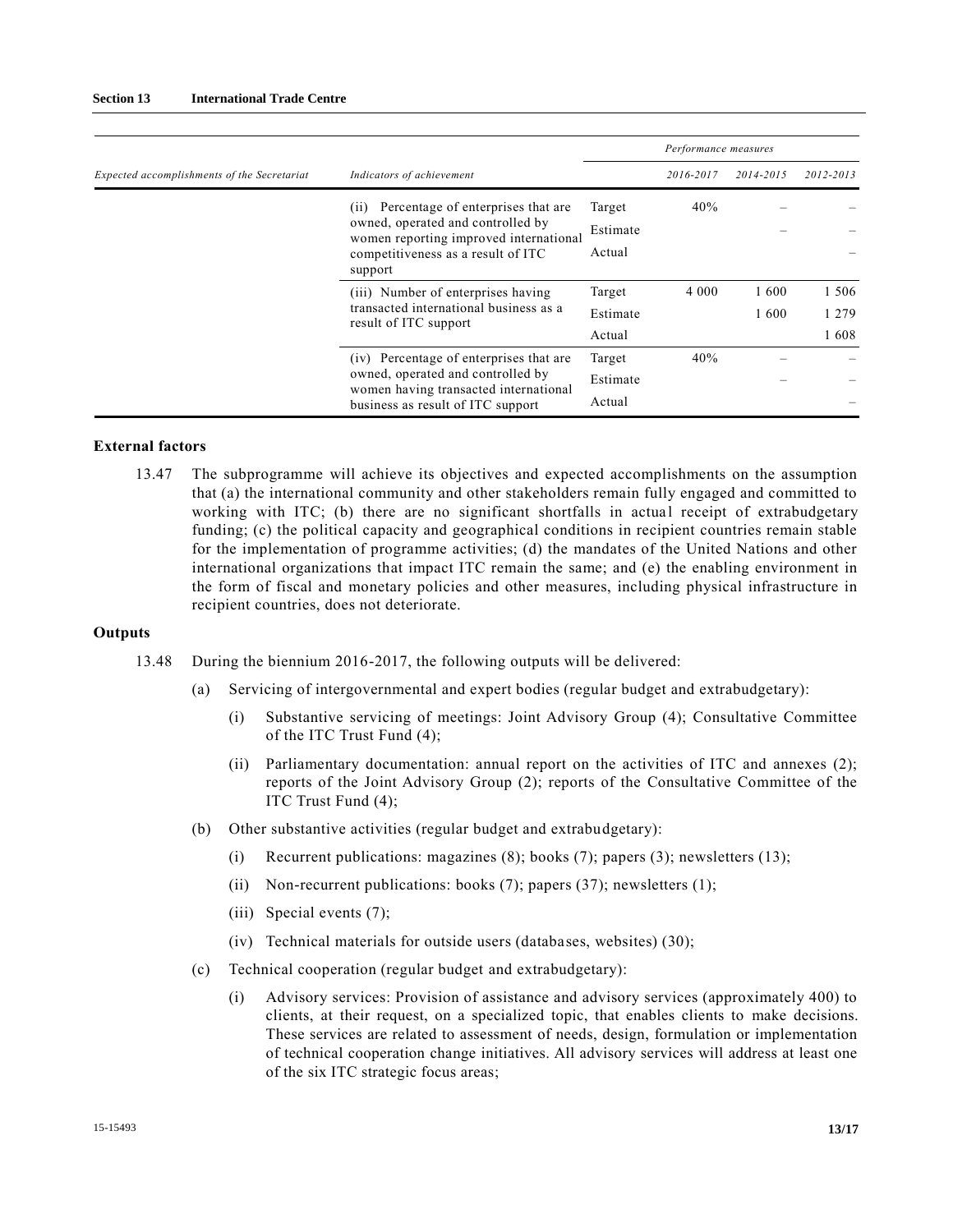| Expected accomplishments of the Secretariat | Indicators of achievement | | Performance measures | | |
|---|---|---|---|---|---|
| | | | 2016-2017 | 2014-2015 | 2012-2013 |
| | (ii) Percentage of enterprises that are owned, operated and controlled by women reporting improved international competitiveness as a result of ITC support | Target | 40% | – | – |
| | | Estimate | | – | – |
| | | Actual | | | – |
| | (iii) Number of enterprises having transacted international business as a result of ITC support | Target | 4 000 | 1 600 | 1 506 |
| | | Estimate | | 1 600 | 1 279 |
| | | Actual | | | 1 608 |
| | (iv) Percentage of enterprises that are owned, operated and controlled by women having transacted international business as result of ITC support | Target | 40% | – | – |
| | | Estimate | | – | – |
| | | Actual | | | – |

### External factors

13.47 The subprogramme will achieve its objectives and expected accomplishments on the assumption that (a) the international community and other stakeholders remain fully engaged and committed to working with ITC; (b) there are no significant shortfalls in actual receipt of extrabudgetary funding; (c) the political capacity and geographical conditions in recipient countries remain stable for the implementation of programme activities; (d) the mandates of the United Nations and other international organizations that impact ITC remain the same; and (e) the enabling environment in the form of fiscal and monetary policies and other measures, including physical infrastructure in recipient countries, does not deteriorate.

### Outputs

13.48 During the biennium 2016-2017, the following outputs will be delivered:

(a) Servicing of intergovernmental and expert bodies (regular budget and extrabudgetary):

(i) Substantive servicing of meetings: Joint Advisory Group (4); Consultative Committee of the ITC Trust Fund (4);

(ii) Parliamentary documentation: annual report on the activities of ITC and annexes (2); reports of the Joint Advisory Group (2); reports of the Consultative Committee of the ITC Trust Fund (4);

(b) Other substantive activities (regular budget and extrabudgetary):

(i) Recurrent publications: magazines (8); books (7); papers (3); newsletters (13);

(ii) Non-recurrent publications: books (7); papers (37); newsletters (1);

(iii) Special events (7);

(iv) Technical materials for outside users (databases, websites) (30);

(c) Technical cooperation (regular budget and extrabudgetary):

(i) Advisory services: Provision of assistance and advisory services (approximately 400) to clients, at their request, on a specialized topic, that enables clients to make decisions. These services are related to assessment of needs, design, formulation or implementation of technical cooperation change initiatives. All advisory services will address at least one of the six ITC strategic focus areas;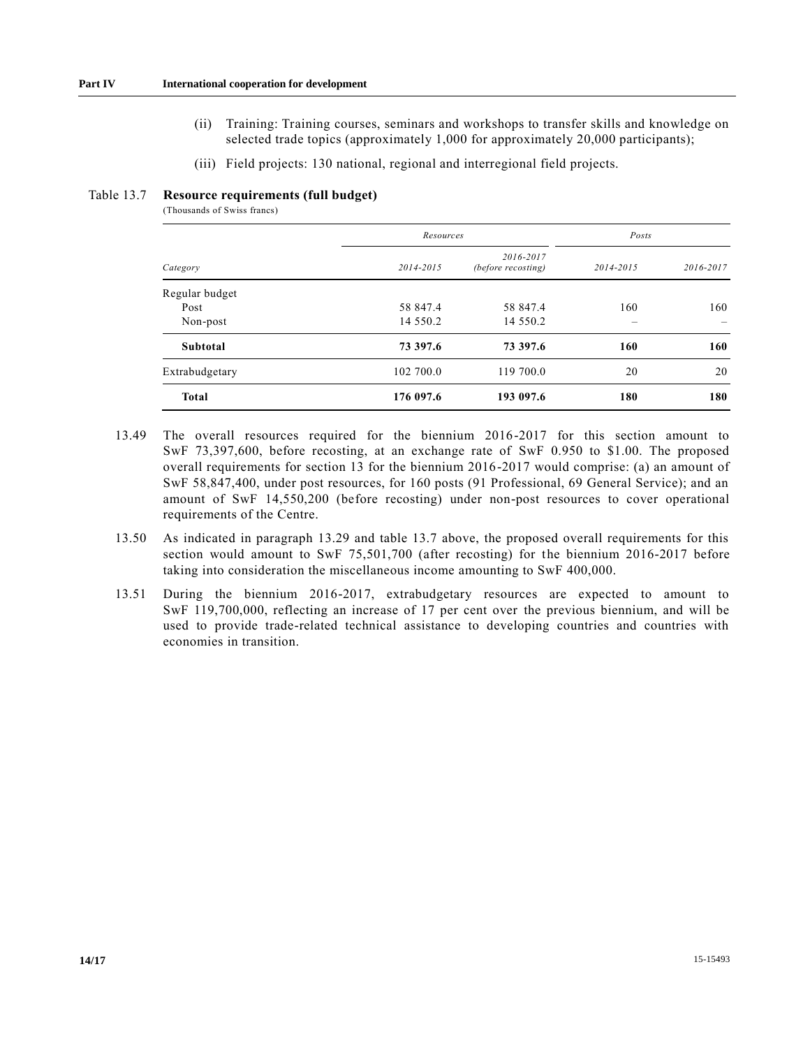(ii) Training: Training courses, seminars and workshops to transfer skills and knowledge on selected trade topics (approximately 1,000 for approximately 20,000 participants);

(iii) Field projects: 130 national, regional and interregional field projects.

Table 13.7 **Resource requirements (full budget)**

(Thousands of Swiss francs)

| | *Resources* | | *Posts* | |
|---|---|---|---|---|
| *Category* | *2014-2015* | *2016-2017 (before recosting)* | *2014-2015* | *2016-2017* |
| Regular budget | | | | |
| Post | 58 847.4 | 58 847.4 | 160 | 160 |
| Non-post | 14 550.2 | 14 550.2 | – | – |
| **Subtotal** | **73 397.6** | **73 397.6** | **160** | **160** |
| Extrabudgetary | 102 700.0 | 119 700.0 | 20 | 20 |
| **Total** | **176 097.6** | **193 097.6** | **180** | **180** |

13.49 The overall resources required for the biennium 2016-2017 for this section amount to SwF 73,397,600, before recosting, at an exchange rate of SwF 0.950 to $1.00. The proposed overall requirements for section 13 for the biennium 2016-2017 would comprise: (a) an amount of SwF 58,847,400, under post resources, for 160 posts (91 Professional, 69 General Service); and an amount of SwF 14,550,200 (before recosting) under non-post resources to cover operational requirements of the Centre.

13.50 As indicated in paragraph 13.29 and table 13.7 above, the proposed overall requirements for this section would amount to SwF 75,501,700 (after recosting) for the biennium 2016-2017 before taking into consideration the miscellaneous income amounting to SwF 400,000.

13.51 During the biennium 2016-2017, extrabudgetary resources are expected to amount to SwF 119,700,000, reflecting an increase of 17 per cent over the previous biennium, and will be used to provide trade-related technical assistance to developing countries and countries with economies in transition.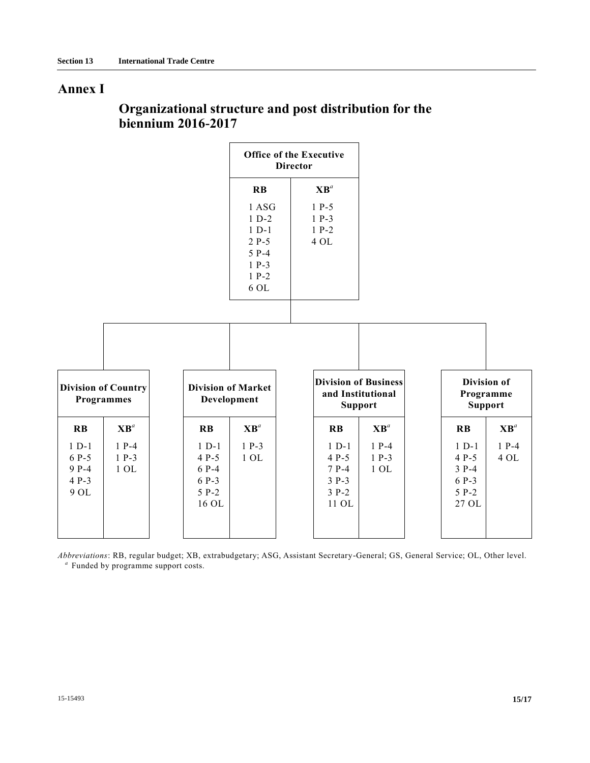# Annex I

## Organizational structure and post distribution for the biennium 2016-2017

**Office of the Executive Director**

| RB | XB[a] |
|---|---|
| 1 ASG | 1 P-5 |
| 1 D-2 | 1 P-3 |
| 1 D-1 | 1 P-2 |
| 2 P-5 | 4 OL |
| 5 P-4 | |
| 1 P-3 | |
| 1 P-2 | |
| 6 OL | |

**Division of Country Programmes**

| RB | XB[a] |
|---|---|
| 1 D-1 | 1 P-4 |
| 6 P-5 | 1 P-3 |
| 9 P-4 | 1 OL |
| 4 P-3 | |
| 9 OL | |

**Division of Market Development**

| RB | XB[a] |
|---|---|
| 1 D-1 | 1 P-3 |
| 4 P-5 | 1 OL |
| 6 P-4 | |
| 6 P-3 | |
| 5 P-2 | |
| 16 OL | |

**Division of Business and Institutional Support**

| RB | XB[a] |
|---|---|
| 1 D-1 | 1 P-4 |
| 4 P-5 | 1 P-3 |
| 7 P-4 | 1 OL |
| 3 P-3 | |
| 3 P-2 | |
| 11 OL | |

**Division of Programme Support**

| RB | XB[a] |
|---|---|
| 1 D-1 | 1 P-4 |
| 4 P-5 | 4 OL |
| 3 P-4 | |
| 6 P-3 | |
| 5 P-2 | |
| 27 OL | |

*Abbreviations*: RB, regular budget; XB, extrabudgetary; ASG, Assistant Secretary-General; GS, General Service; OL, Other level.

[a] Funded by programme support costs.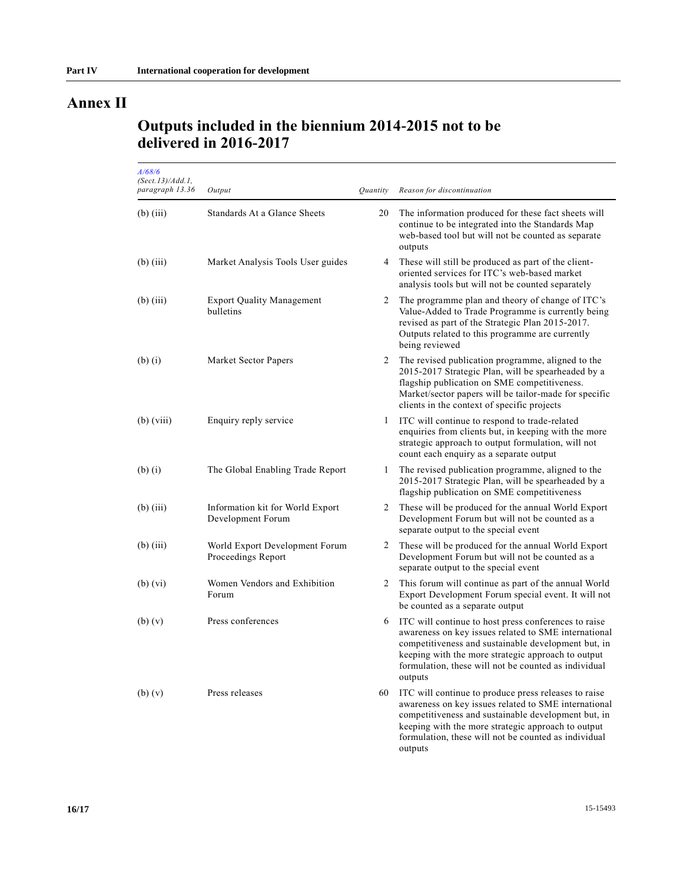# Annex II

## Outputs included in the biennium 2014-2015 not to be delivered in 2016-2017

| A/68/6 (Sect.13)/Add.1, paragraph 13.36 | Output | Quantity | Reason for discontinuation |
|---|---|---|---|
| (b) (iii) | Standards At a Glance Sheets | 20 | The information produced for these fact sheets will continue to be integrated into the Standards Map web-based tool but will not be counted as separate outputs |
| (b) (iii) | Market Analysis Tools User guides | 4 | These will still be produced as part of the client-oriented services for ITC's web-based market analysis tools but will not be counted separately |
| (b) (iii) | Export Quality Management bulletins | 2 | The programme plan and theory of change of ITC's Value-Added to Trade Programme is currently being revised as part of the Strategic Plan 2015-2017. Outputs related to this programme are currently being reviewed |
| (b) (i) | Market Sector Papers | 2 | The revised publication programme, aligned to the 2015-2017 Strategic Plan, will be spearheaded by a flagship publication on SME competitiveness. Market/sector papers will be tailor-made for specific clients in the context of specific projects |
| (b) (viii) | Enquiry reply service | 1 | ITC will continue to respond to trade-related enquiries from clients but, in keeping with the more strategic approach to output formulation, will not count each enquiry as a separate output |
| (b) (i) | The Global Enabling Trade Report | 1 | The revised publication programme, aligned to the 2015-2017 Strategic Plan, will be spearheaded by a flagship publication on SME competitiveness |
| (b) (iii) | Information kit for World Export Development Forum | 2 | These will be produced for the annual World Export Development Forum but will not be counted as a separate output to the special event |
| (b) (iii) | World Export Development Forum Proceedings Report | 2 | These will be produced for the annual World Export Development Forum but will not be counted as a separate output to the special event |
| (b) (vi) | Women Vendors and Exhibition Forum | 2 | This forum will continue as part of the annual World Export Development Forum special event. It will not be counted as a separate output |
| (b) (v) | Press conferences | 6 | ITC will continue to host press conferences to raise awareness on key issues related to SME international competitiveness and sustainable development but, in keeping with the more strategic approach to output formulation, these will not be counted as individual outputs |
| (b) (v) | Press releases | 60 | ITC will continue to produce press releases to raise awareness on key issues related to SME international competitiveness and sustainable development but, in keeping with the more strategic approach to output formulation, these will not be counted as individual outputs |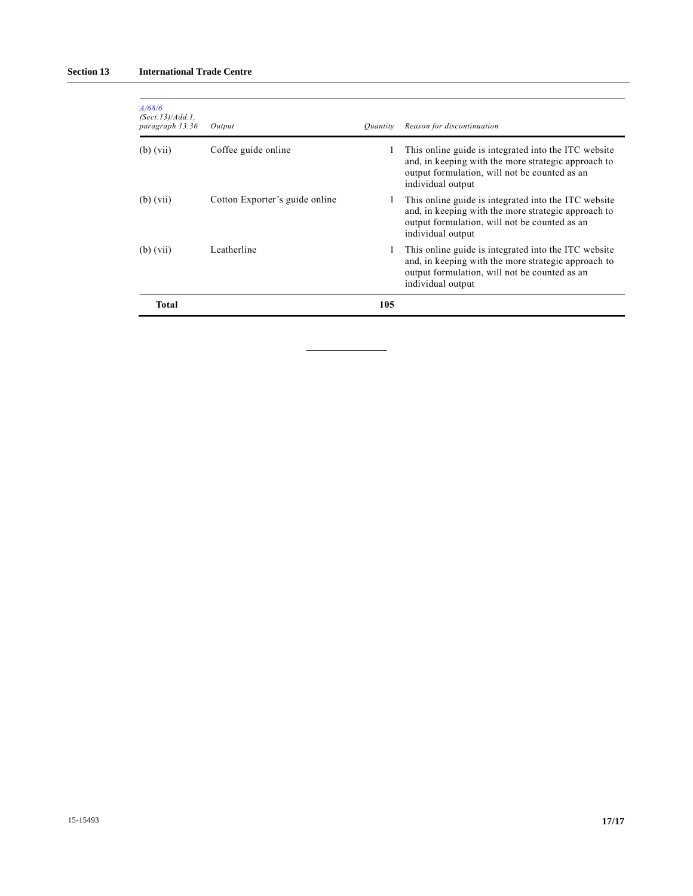| *A/68/6 (Sect.13)/Add.1, paragraph 13.36* | *Output* | *Quantity* | *Reason for discontinuation* |
|---|---|---|---|
| (b) (vii) | Coffee guide online | 1 | This online guide is integrated into the ITC website and, in keeping with the more strategic approach to output formulation, will not be counted as an individual output |
| (b) (vii) | Cotton Exporter's guide online | 1 | This online guide is integrated into the ITC website and, in keeping with the more strategic approach to output formulation, will not be counted as an individual output |
| (b) (vii) | Leatherline | 1 | This online guide is integrated into the ITC website and, in keeping with the more strategic approach to output formulation, will not be counted as an individual output |
| **Total** | | **105** | |